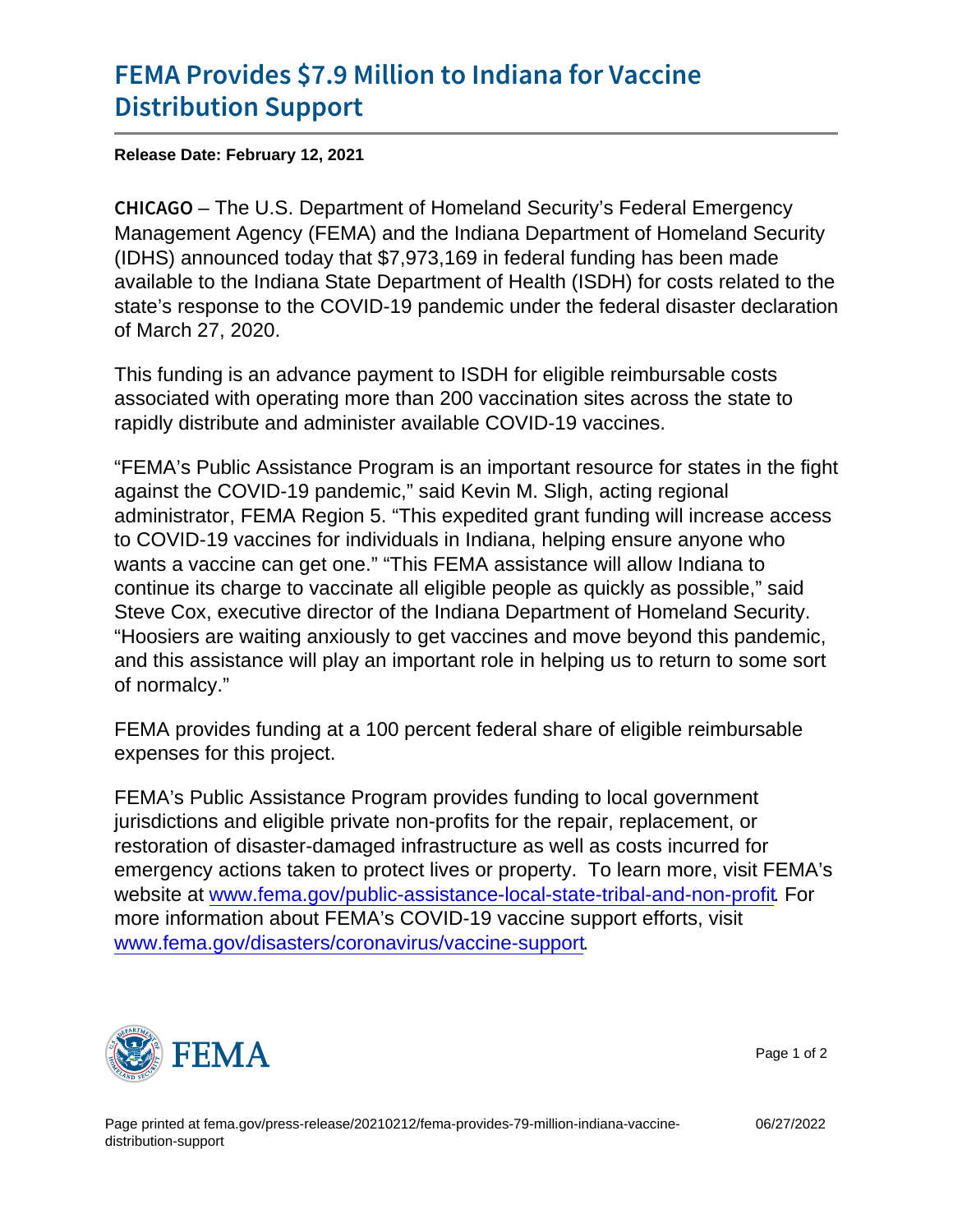# FEMA Provides $7.9 Million to Indiana for Vaccine Distribution Support

**Release Date: February 12, 2021**

CHICAGO – The U.S. Department of Homeland Security's Federal Emergency Management Agency (FEMA) and the Indiana Department of Homeland Security (IDHS) announced today that $7,973,169 in federal funding has been made available to the Indiana State Department of Health (ISDH) for costs related to the state's response to the COVID-19 pandemic under the federal disaster declaration of March 27, 2020.

This funding is an advance payment to ISDH for eligible reimbursable costs associated with operating more than 200 vaccination sites across the state to rapidly distribute and administer available COVID-19 vaccines.

"FEMA's Public Assistance Program is an important resource for states in the fight against the COVID-19 pandemic," said Kevin M. Sligh, acting regional administrator, FEMA Region 5. "This expedited grant funding will increase access to COVID-19 vaccines for individuals in Indiana, helping ensure anyone who wants a vaccine can get one." "This FEMA assistance will allow Indiana to continue its charge to vaccinate all eligible people as quickly as possible," said Steve Cox, executive director of the Indiana Department of Homeland Security. "Hoosiers are waiting anxiously to get vaccines and move beyond this pandemic, and this assistance will play an important role in helping us to return to some sort of normalcy."

FEMA provides funding at a 100 percent federal share of eligible reimbursable expenses for this project.

FEMA's Public Assistance Program provides funding to local government jurisdictions and eligible private non-profits for the repair, replacement, or restoration of disaster-damaged infrastructure as well as costs incurred for emergency actions taken to protect lives or property. To learn more, visit FEMA's website at [www.fema.gov/public-assistance-local-state-tribal-and-non-profit](www.fema.gov/public-assistance-local-state-tribal-and-non-profit). For more information about FEMA's COVID-19 vaccine support efforts, visit [www.fema.gov/disasters/coronavirus/vaccine-support](www.fema.gov/disasters/coronavirus/vaccine-support).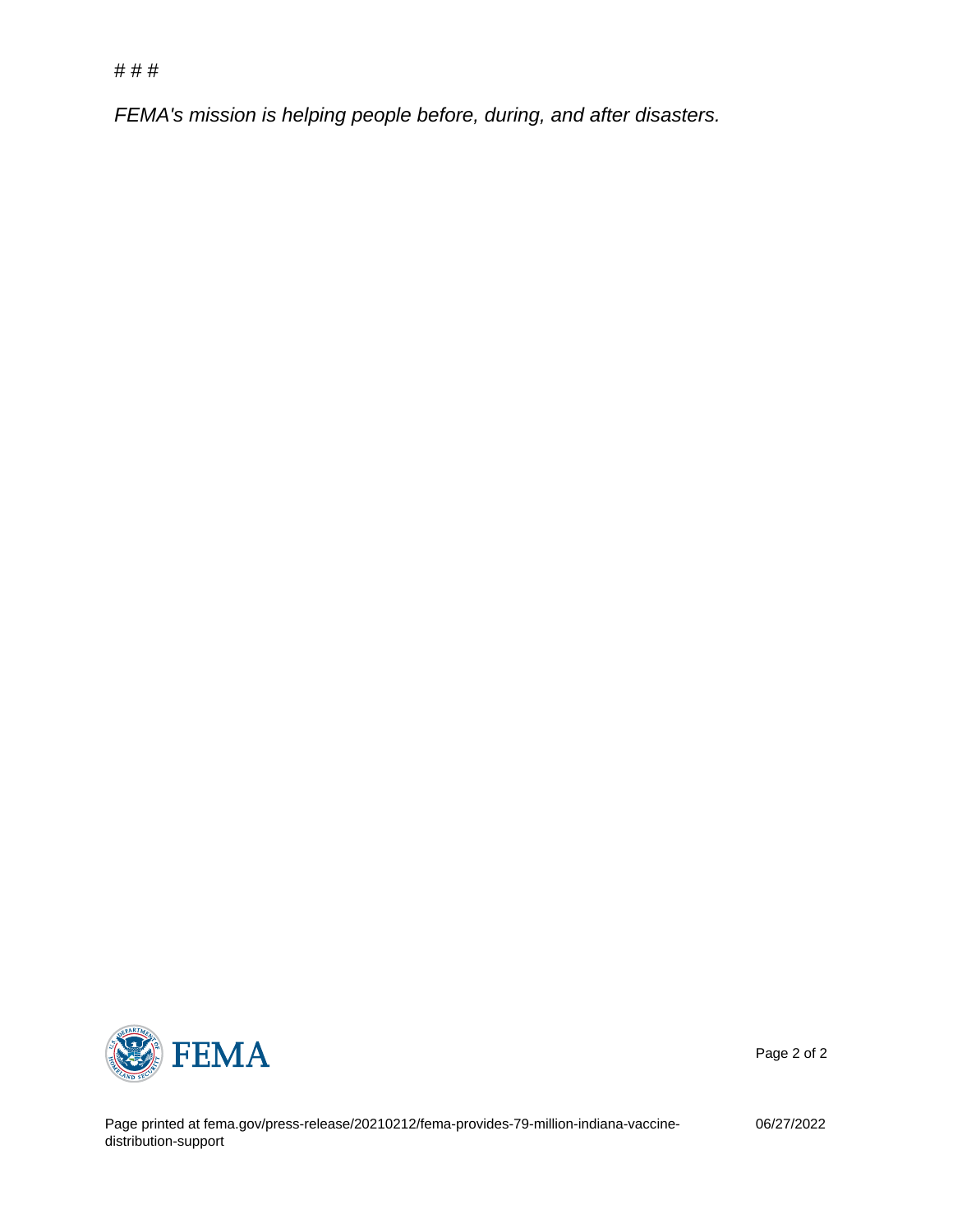# # #

*FEMA's mission is helping people before, during, and after disasters.*